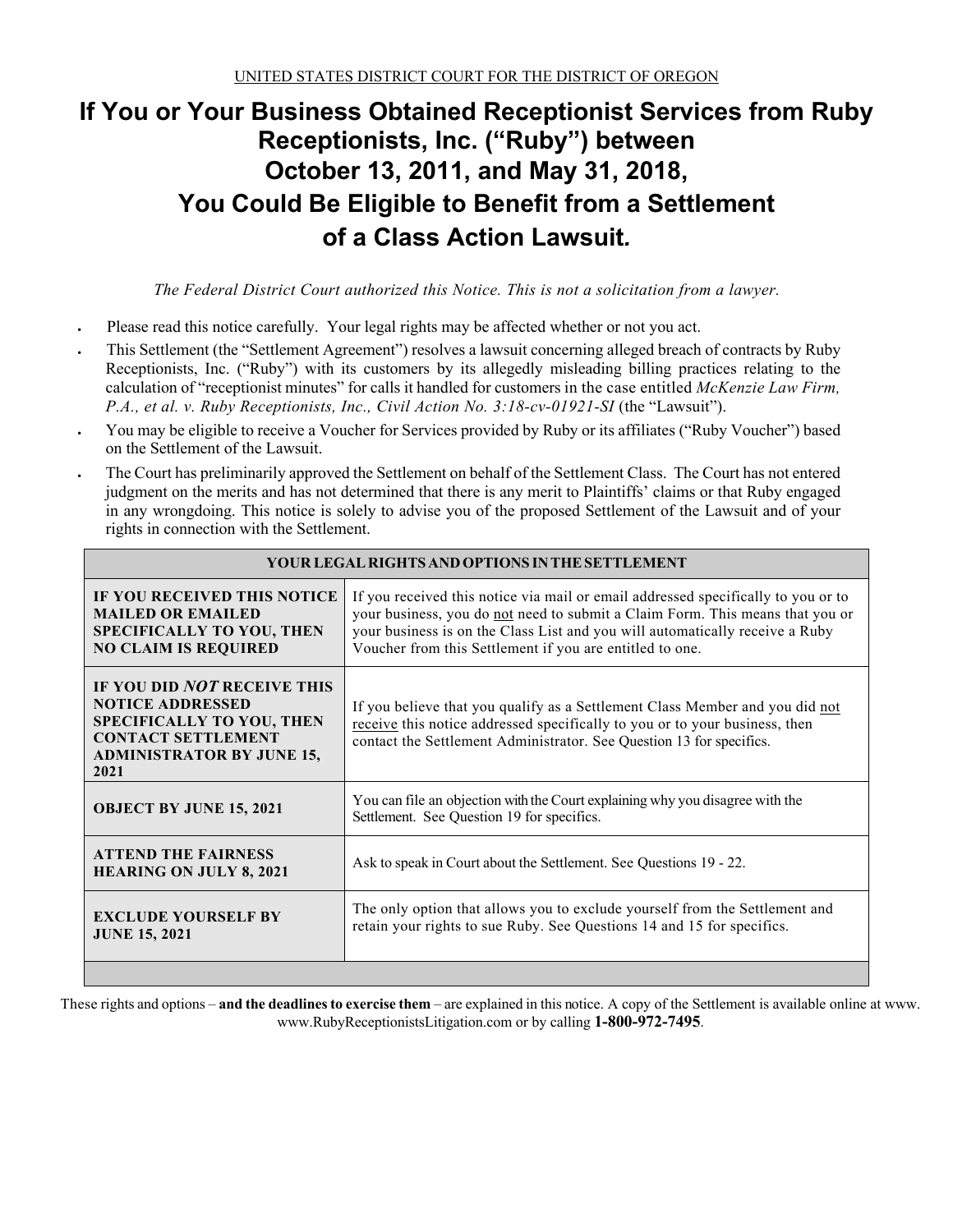UNITED STATES DISTRICT COURT FOR THE DISTRICT OF OREGON

# If You or Your Business Obtained Receptionist Services from Ruby Receptionists, Inc. ("Ruby") between October 13, 2011, and May 31, 2018, You Could Be Eligible to Benefit from a Settlement of a Class Action Lawsuit.

*The Federal District Court authorized this Notice. This is not a solicitation from a lawyer.*

- Please read this notice carefully. Your legal rights may be affected whether or not you act.
- This Settlement (the "Settlement Agreement") resolves a lawsuit concerning alleged breach of contracts by Ruby Receptionists, Inc. ("Ruby") with its customers by its allegedly misleading billing practices relating to the calculation of "receptionist minutes" for calls it handled for customers in the case entitled *McKenzie Law Firm, P.A., et al. v. Ruby Receptionists, Inc., Civil Action No. 3:18-cv-01921-SI* (the "Lawsuit").
- You may be eligible to receive a Voucher for Services provided by Ruby or its affiliates ("Ruby Voucher") based on the Settlement of the Lawsuit.
- The Court has preliminarily approved the Settlement on behalf of the Settlement Class. The Court has not entered judgment on the merits and has not determined that there is any merit to Plaintiffs' claims or that Ruby engaged in any wrongdoing. This notice is solely to advise you of the proposed Settlement of the Lawsuit and of your rights in connection with the Settlement.

| YOUR LEGAL RIGHTS AND OPTIONS IN THE SETTLEMENT | |
|---|---|
| **IF YOU RECEIVED THIS NOTICE MAILED OR EMAILED SPECIFICALLY TO YOU, THEN NO CLAIM IS REQUIRED** | If you received this notice via mail or email addressed specifically to you or to your business, you do not need to submit a Claim Form. This means that you or your business is on the Class List and you will automatically receive a Ruby Voucher from this Settlement if you are entitled to one. |
| **IF YOU DID *NOT* RECEIVE THIS NOTICE ADDRESSED SPECIFICALLY TO YOU, THEN CONTACT SETTLEMENT ADMINISTRATOR BY JUNE 15, 2021** | If you believe that you qualify as a Settlement Class Member and you did not receive this notice addressed specifically to you or to your business, then contact the Settlement Administrator. See Question 13 for specifics. |
| **OBJECT BY JUNE 15, 2021** | You can file an objection with the Court explaining why you disagree with the Settlement. See Question 19 for specifics. |
| **ATTEND THE FAIRNESS HEARING ON JULY 8, 2021** | Ask to speak in Court about the Settlement. See Questions 19 - 22. |
| **EXCLUDE YOURSELF BY JUNE 15, 2021** | The only option that allows you to exclude yourself from the Settlement and retain your rights to sue Ruby. See Questions 14 and 15 for specifics. |

These rights and options – **and the deadlines to exercise them** – are explained in this notice. A copy of the Settlement is available online at www. www.RubyReceptionistsLitigation.com or by calling **1-800-972-7495**.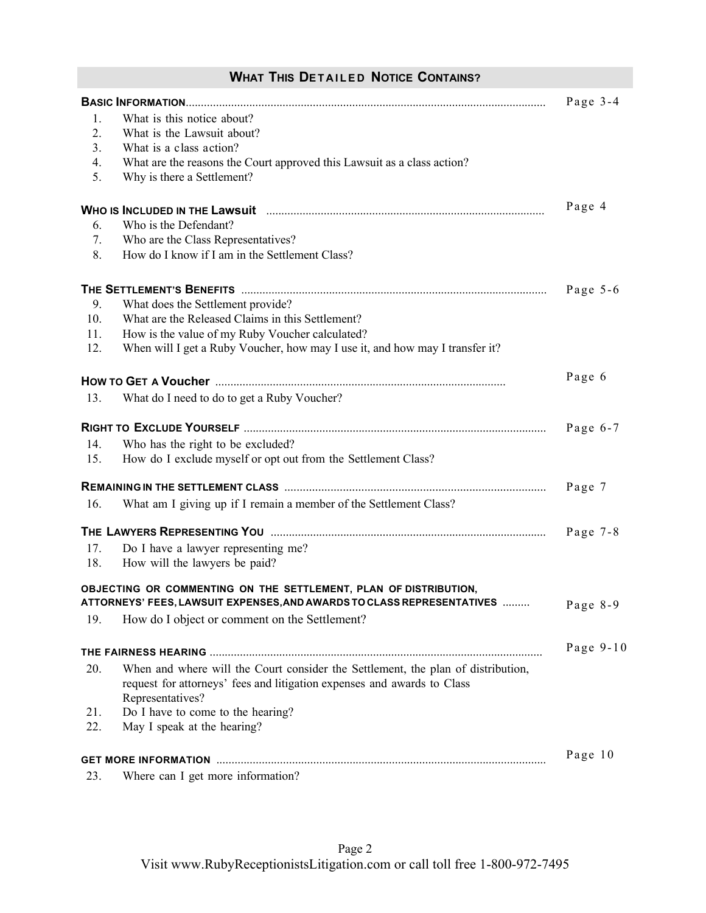## WHAT THIS DETAILED NOTICE CONTAINS?

| | |
|---|---|
| **BASIC INFORMATION** | Page 3-4 |
| 1. What is this notice about? | |
| 2. What is the Lawsuit about? | |
| 3. What is a class action? | |
| 4. What are the reasons the Court approved this Lawsuit as a class action? | |
| 5. Why is there a Settlement? | |
| **WHO IS INCLUDED IN THE Lawsuit** | Page 4 |
| 6. Who is the Defendant? | |
| 7. Who are the Class Representatives? | |
| 8. How do I know if I am in the Settlement Class? | |
| **THE SETTLEMENT'S BENEFITS** | Page 5-6 |
| 9. What does the Settlement provide? | |
| 10. What are the Released Claims in this Settlement? | |
| 11. How is the value of my Ruby Voucher calculated? | |
| 12. When will I get a Ruby Voucher, how may I use it, and how may I transfer it? | |
| **HOW TO GET A Voucher** | Page 6 |
| 13. What do I need to do to get a Ruby Voucher? | |
| **RIGHT TO EXCLUDE YOURSELF** | Page 6-7 |
| 14. Who has the right to be excluded? | |
| 15. How do I exclude myself or opt out from the Settlement Class? | |
| **REMAINING IN THE SETTLEMENT CLASS** | Page 7 |
| 16. What am I giving up if I remain a member of the Settlement Class? | |
| **THE LAWYERS REPRESENTING YOU** | Page 7-8 |
| 17. Do I have a lawyer representing me? | |
| 18. How will the lawyers be paid? | |
| **OBJECTING OR COMMENTING ON THE SETTLEMENT, PLAN OF DISTRIBUTION, ATTORNEYS' FEES, LAWSUIT EXPENSES, AND AWARDS TO CLASS REPRESENTATIVES** | Page 8-9 |
| 19. How do I object or comment on the Settlement? | |
| **THE FAIRNESS HEARING** | Page 9-10 |
| 20. When and where will the Court consider the Settlement, the plan of distribution, request for attorneys' fees and litigation expenses and awards to Class Representatives? | |
| 21. Do I have to come to the hearing? | |
| 22. May I speak at the hearing? | |
| **GET MORE INFORMATION** | Page 10 |
| 23. Where can I get more information? | |

Visit www.RubyReceptionistsLitigation.com or call toll free 1-800-972-7495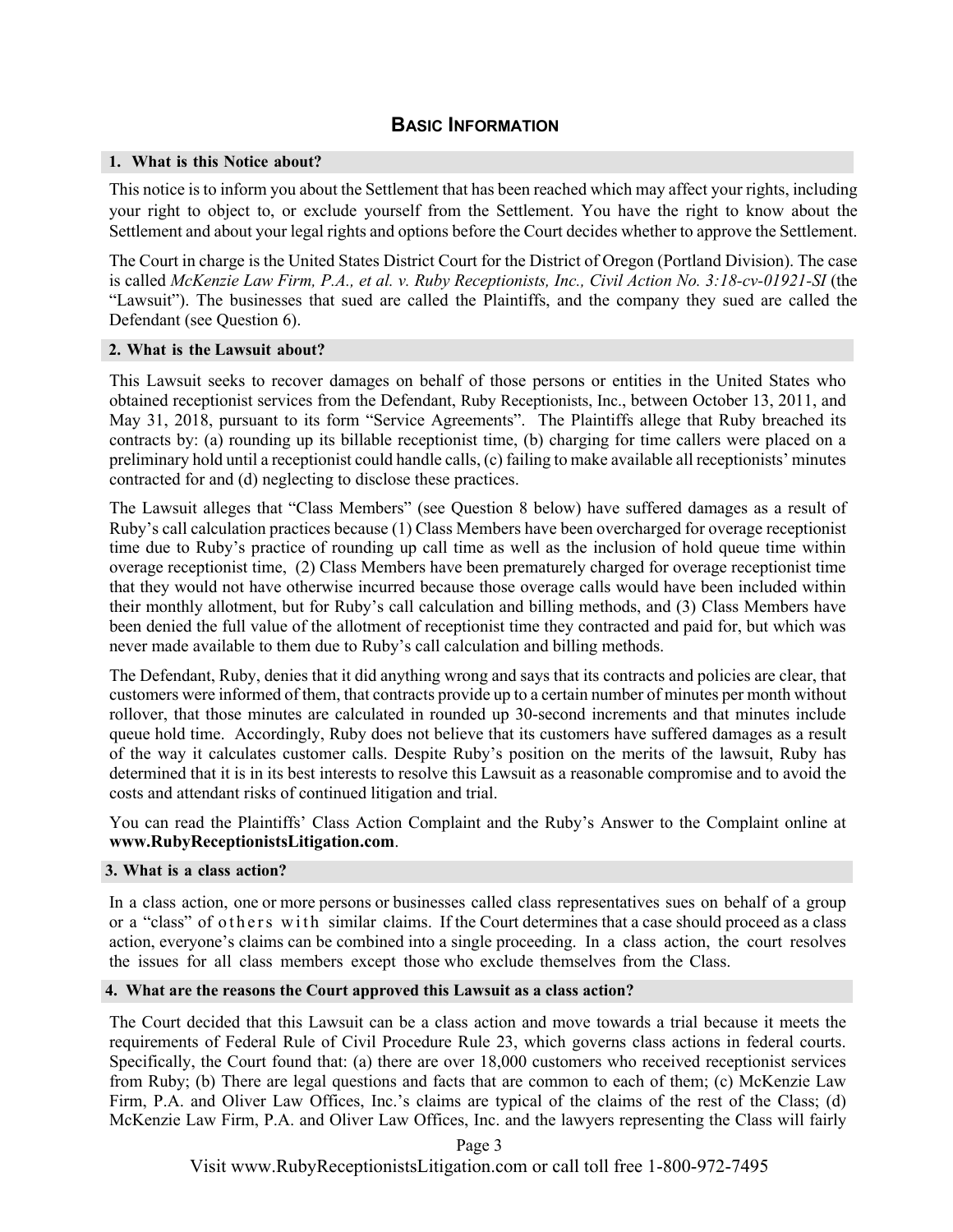## Basic Information

### 1. What is this Notice about?

This notice is to inform you about the Settlement that has been reached which may affect your rights, including your right to object to, or exclude yourself from the Settlement. You have the right to know about the Settlement and about your legal rights and options before the Court decides whether to approve the Settlement.

The Court in charge is the United States District Court for the District of Oregon (Portland Division). The case is called *McKenzie Law Firm, P.A., et al. v. Ruby Receptionists, Inc., Civil Action No. 3:18-cv-01921-SI* (the "Lawsuit"). The businesses that sued are called the Plaintiffs, and the company they sued are called the Defendant (see Question 6).

### 2. What is the Lawsuit about?

This Lawsuit seeks to recover damages on behalf of those persons or entities in the United States who obtained receptionist services from the Defendant, Ruby Receptionists, Inc., between October 13, 2011, and May 31, 2018, pursuant to its form "Service Agreements". The Plaintiffs allege that Ruby breached its contracts by: (a) rounding up its billable receptionist time, (b) charging for time callers were placed on a preliminary hold until a receptionist could handle calls, (c) failing to make available all receptionists' minutes contracted for and (d) neglecting to disclose these practices.

The Lawsuit alleges that "Class Members" (see Question 8 below) have suffered damages as a result of Ruby's call calculation practices because (1) Class Members have been overcharged for overage receptionist time due to Ruby's practice of rounding up call time as well as the inclusion of hold queue time within overage receptionist time, (2) Class Members have been prematurely charged for overage receptionist time that they would not have otherwise incurred because those overage calls would have been included within their monthly allotment, but for Ruby's call calculation and billing methods, and (3) Class Members have been denied the full value of the allotment of receptionist time they contracted and paid for, but which was never made available to them due to Ruby's call calculation and billing methods.

The Defendant, Ruby, denies that it did anything wrong and says that its contracts and policies are clear, that customers were informed of them, that contracts provide up to a certain number of minutes per month without rollover, that those minutes are calculated in rounded up 30-second increments and that minutes include queue hold time. Accordingly, Ruby does not believe that its customers have suffered damages as a result of the way it calculates customer calls. Despite Ruby's position on the merits of the lawsuit, Ruby has determined that it is in its best interests to resolve this Lawsuit as a reasonable compromise and to avoid the costs and attendant risks of continued litigation and trial.

You can read the Plaintiffs' Class Action Complaint and the Ruby's Answer to the Complaint online at **www.RubyReceptionistsLitigation.com**.

### 3. What is a class action?

In a class action, one or more persons or businesses called class representatives sues on behalf of a group or a "class" of others with similar claims. If the Court determines that a case should proceed as a class action, everyone's claims can be combined into a single proceeding. In a class action, the court resolves the issues for all class members except those who exclude themselves from the Class.

### 4. What are the reasons the Court approved this Lawsuit as a class action?

The Court decided that this Lawsuit can be a class action and move towards a trial because it meets the requirements of Federal Rule of Civil Procedure Rule 23, which governs class actions in federal courts. Specifically, the Court found that: (a) there are over 18,000 customers who received receptionist services from Ruby; (b) There are legal questions and facts that are common to each of them; (c) McKenzie Law Firm, P.A. and Oliver Law Offices, Inc.'s claims are typical of the claims of the rest of the Class; (d) McKenzie Law Firm, P.A. and Oliver Law Offices, Inc. and the lawyers representing the Class will fairly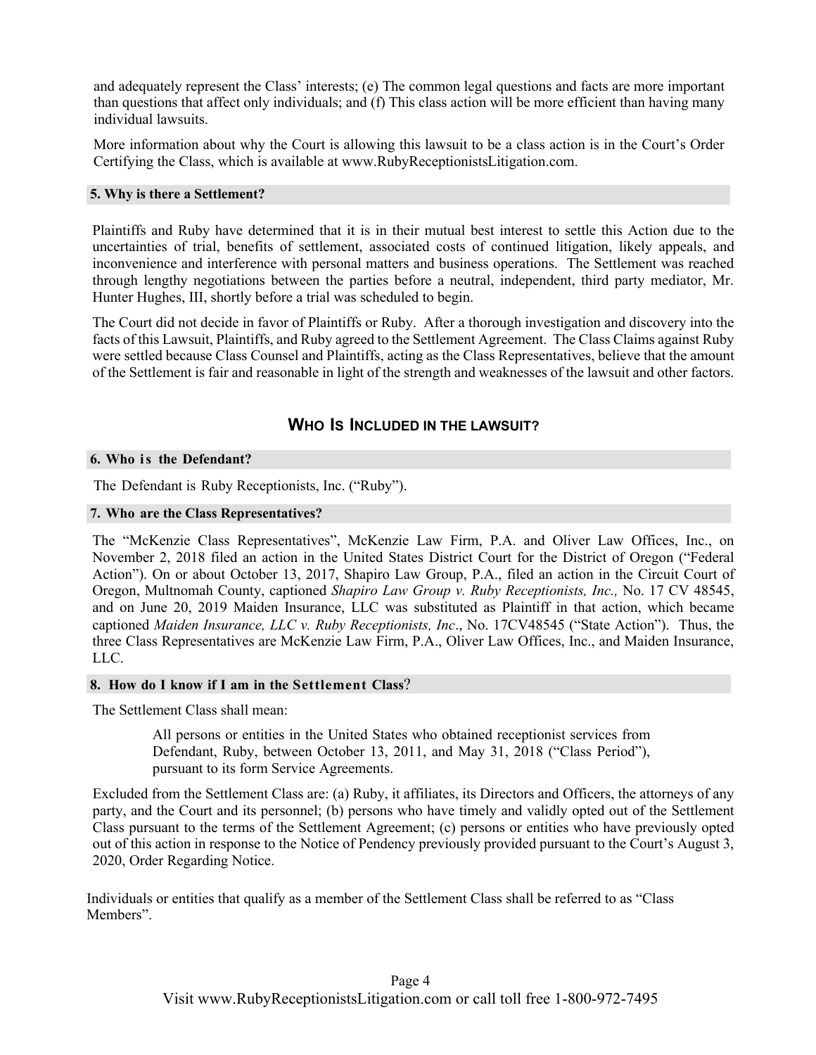and adequately represent the Class' interests; (e) The common legal questions and facts are more important than questions that affect only individuals; and (f) This class action will be more efficient than having many individual lawsuits.

More information about why the Court is allowing this lawsuit to be a class action is in the Court's Order Certifying the Class, which is available at www.RubyReceptionistsLitigation.com.

### 5. Why is there a Settlement?

Plaintiffs and Ruby have determined that it is in their mutual best interest to settle this Action due to the uncertainties of trial, benefits of settlement, associated costs of continued litigation, likely appeals, and inconvenience and interference with personal matters and business operations. The Settlement was reached through lengthy negotiations between the parties before a neutral, independent, third party mediator, Mr. Hunter Hughes, III, shortly before a trial was scheduled to begin.

The Court did not decide in favor of Plaintiffs or Ruby. After a thorough investigation and discovery into the facts of this Lawsuit, Plaintiffs, and Ruby agreed to the Settlement Agreement. The Class Claims against Ruby were settled because Class Counsel and Plaintiffs, acting as the Class Representatives, believe that the amount of the Settlement is fair and reasonable in light of the strength and weaknesses of the lawsuit and other factors.

## WHO IS INCLUDED IN THE LAWSUIT?

### 6. Who is the Defendant?

The Defendant is Ruby Receptionists, Inc. ("Ruby").

### 7. Who are the Class Representatives?

The "McKenzie Class Representatives", McKenzie Law Firm, P.A. and Oliver Law Offices, Inc., on November 2, 2018 filed an action in the United States District Court for the District of Oregon ("Federal Action"). On or about October 13, 2017, Shapiro Law Group, P.A., filed an action in the Circuit Court of Oregon, Multnomah County, captioned *Shapiro Law Group v. Ruby Receptionists, Inc.,* No. 17 CV 48545, and on June 20, 2019 Maiden Insurance, LLC was substituted as Plaintiff in that action, which became captioned *Maiden Insurance, LLC v. Ruby Receptionists, Inc*., No. 17CV48545 ("State Action"). Thus, the three Class Representatives are McKenzie Law Firm, P.A., Oliver Law Offices, Inc., and Maiden Insurance, LLC.

### 8. How do I know if I am in the Settlement Class?

The Settlement Class shall mean:

> All persons or entities in the United States who obtained receptionist services from Defendant, Ruby, between October 13, 2011, and May 31, 2018 ("Class Period"), pursuant to its form Service Agreements.

Excluded from the Settlement Class are: (a) Ruby, it affiliates, its Directors and Officers, the attorneys of any party, and the Court and its personnel; (b) persons who have timely and validly opted out of the Settlement Class pursuant to the terms of the Settlement Agreement; (c) persons or entities who have previously opted out of this action in response to the Notice of Pendency previously provided pursuant to the Court's August 3, 2020, Order Regarding Notice.

Individuals or entities that qualify as a member of the Settlement Class shall be referred to as "Class Members".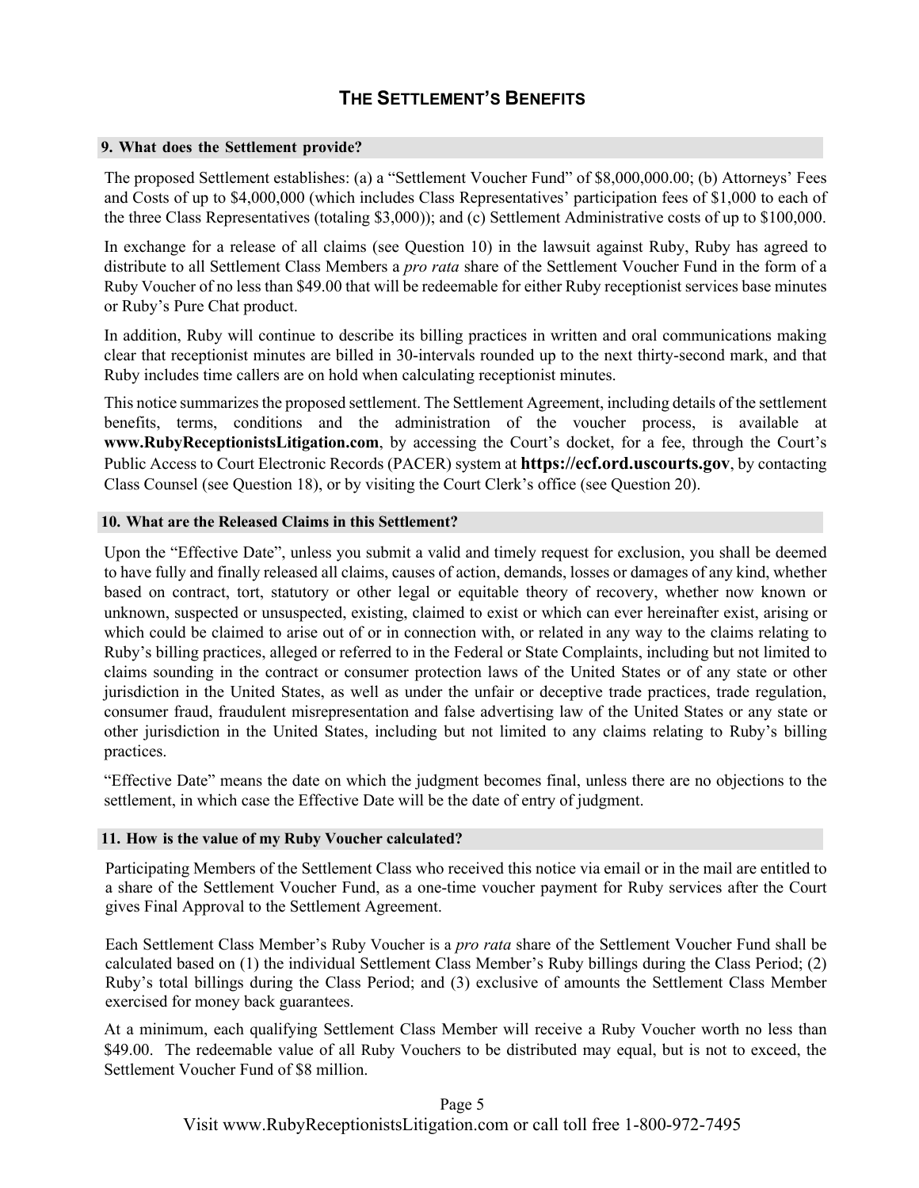## THE SETTLEMENT'S BENEFITS

### 9. What does the Settlement provide?

The proposed Settlement establishes: (a) a "Settlement Voucher Fund" of $8,000,000.00; (b) Attorneys' Fees and Costs of up to $4,000,000 (which includes Class Representatives' participation fees of $1,000 to each of the three Class Representatives (totaling $3,000)); and (c) Settlement Administrative costs of up to $100,000.

In exchange for a release of all claims (see Question 10) in the lawsuit against Ruby, Ruby has agreed to distribute to all Settlement Class Members a *pro rata* share of the Settlement Voucher Fund in the form of a Ruby Voucher of no less than $49.00 that will be redeemable for either Ruby receptionist services base minutes or Ruby's Pure Chat product.

In addition, Ruby will continue to describe its billing practices in written and oral communications making clear that receptionist minutes are billed in 30-intervals rounded up to the next thirty-second mark, and that Ruby includes time callers are on hold when calculating receptionist minutes.

This notice summarizes the proposed settlement. The Settlement Agreement, including details of the settlement benefits, terms, conditions and the administration of the voucher process, is available at **www.RubyReceptionistsLitigation.com**, by accessing the Court's docket, for a fee, through the Court's Public Access to Court Electronic Records (PACER) system at **https://ecf.ord.uscourts.gov**, by contacting Class Counsel (see Question 18), or by visiting the Court Clerk's office (see Question 20).

### 10. What are the Released Claims in this Settlement?

Upon the "Effective Date", unless you submit a valid and timely request for exclusion, you shall be deemed to have fully and finally released all claims, causes of action, demands, losses or damages of any kind, whether based on contract, tort, statutory or other legal or equitable theory of recovery, whether now known or unknown, suspected or unsuspected, existing, claimed to exist or which can ever hereinafter exist, arising or which could be claimed to arise out of or in connection with, or related in any way to the claims relating to Ruby's billing practices, alleged or referred to in the Federal or State Complaints, including but not limited to claims sounding in the contract or consumer protection laws of the United States or of any state or other jurisdiction in the United States, as well as under the unfair or deceptive trade practices, trade regulation, consumer fraud, fraudulent misrepresentation and false advertising law of the United States or any state or other jurisdiction in the United States, including but not limited to any claims relating to Ruby's billing practices.

"Effective Date" means the date on which the judgment becomes final, unless there are no objections to the settlement, in which case the Effective Date will be the date of entry of judgment.

### 11. How is the value of my Ruby Voucher calculated?

Participating Members of the Settlement Class who received this notice via email or in the mail are entitled to a share of the Settlement Voucher Fund, as a one-time voucher payment for Ruby services after the Court gives Final Approval to the Settlement Agreement.

Each Settlement Class Member's Ruby Voucher is a *pro rata* share of the Settlement Voucher Fund shall be calculated based on (1) the individual Settlement Class Member's Ruby billings during the Class Period; (2) Ruby's total billings during the Class Period; and (3) exclusive of amounts the Settlement Class Member exercised for money back guarantees.

At a minimum, each qualifying Settlement Class Member will receive a Ruby Voucher worth no less than $49.00. The redeemable value of all Ruby Vouchers to be distributed may equal, but is not to exceed, the Settlement Voucher Fund of $8 million.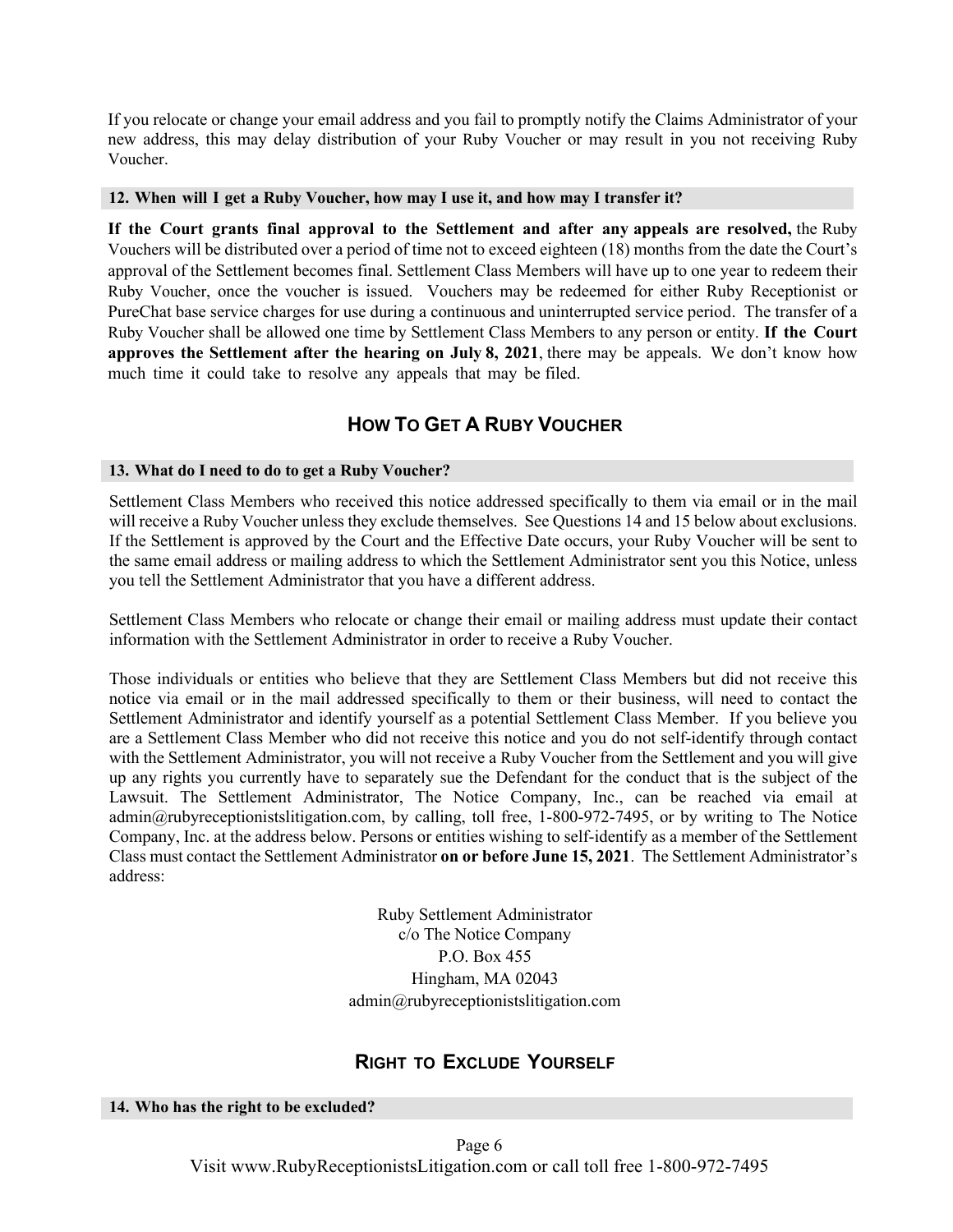If you relocate or change your email address and you fail to promptly notify the Claims Administrator of your new address, this may delay distribution of your Ruby Voucher or may result in you not receiving Ruby Voucher.

### 12. When will I get a Ruby Voucher, how may I use it, and how may I transfer it?

**If the Court grants final approval to the Settlement and after any appeals are resolved,** the Ruby Vouchers will be distributed over a period of time not to exceed eighteen (18) months from the date the Court's approval of the Settlement becomes final. Settlement Class Members will have up to one year to redeem their Ruby Voucher, once the voucher is issued. Vouchers may be redeemed for either Ruby Receptionist or PureChat base service charges for use during a continuous and uninterrupted service period. The transfer of a Ruby Voucher shall be allowed one time by Settlement Class Members to any person or entity. **If the Court approves the Settlement after the hearing on July 8, 2021**, there may be appeals. We don't know how much time it could take to resolve any appeals that may be filed.

## HOW TO GET A RUBY VOUCHER

### 13. What do I need to do to get a Ruby Voucher?

Settlement Class Members who received this notice addressed specifically to them via email or in the mail will receive a Ruby Voucher unless they exclude themselves. See Questions 14 and 15 below about exclusions. If the Settlement is approved by the Court and the Effective Date occurs, your Ruby Voucher will be sent to the same email address or mailing address to which the Settlement Administrator sent you this Notice, unless you tell the Settlement Administrator that you have a different address.

Settlement Class Members who relocate or change their email or mailing address must update their contact information with the Settlement Administrator in order to receive a Ruby Voucher.

Those individuals or entities who believe that they are Settlement Class Members but did not receive this notice via email or in the mail addressed specifically to them or their business, will need to contact the Settlement Administrator and identify yourself as a potential Settlement Class Member. If you believe you are a Settlement Class Member who did not receive this notice and you do not self-identify through contact with the Settlement Administrator, you will not receive a Ruby Voucher from the Settlement and you will give up any rights you currently have to separately sue the Defendant for the conduct that is the subject of the Lawsuit. The Settlement Administrator, The Notice Company, Inc., can be reached via email at admin@rubyreceptionistslitigation.com, by calling, toll free, 1-800-972-7495, or by writing to The Notice Company, Inc. at the address below. Persons or entities wishing to self-identify as a member of the Settlement Class must contact the Settlement Administrator **on or before June 15, 2021**. The Settlement Administrator's address:

Ruby Settlement Administrator
c/o The Notice Company
P.O. Box 455
Hingham, MA 02043
admin@rubyreceptionistslitigation.com

## RIGHT TO EXCLUDE YOURSELF

### 14. Who has the right to be excluded?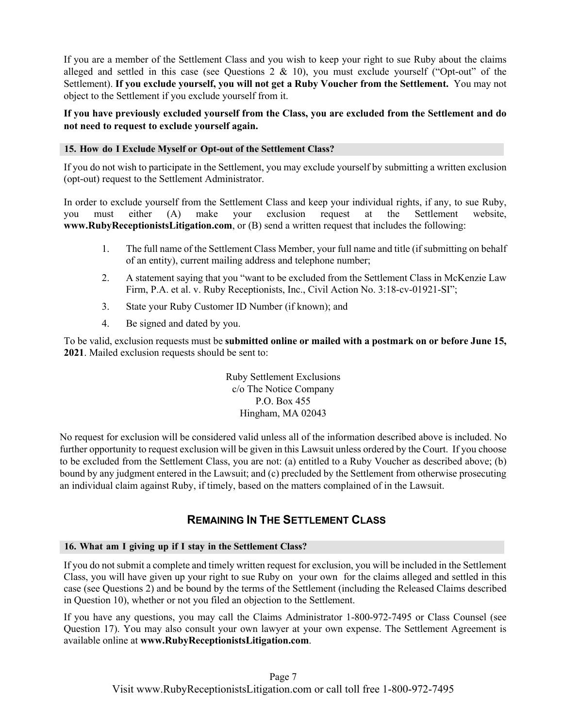If you are a member of the Settlement Class and you wish to keep your right to sue Ruby about the claims alleged and settled in this case (see Questions 2 & 10), you must exclude yourself ("Opt-out" of the Settlement). **If you exclude yourself, you will not get a Ruby Voucher from the Settlement.** You may not object to the Settlement if you exclude yourself from it.

**If you have previously excluded yourself from the Class, you are excluded from the Settlement and do not need to request to exclude yourself again.**

### 15. How do I Exclude Myself or Opt-out of the Settlement Class?

If you do not wish to participate in the Settlement, you may exclude yourself by submitting a written exclusion (opt-out) request to the Settlement Administrator.

In order to exclude yourself from the Settlement Class and keep your individual rights, if any, to sue Ruby, you must either (A) make your exclusion request at the Settlement website, **www.RubyReceptionistsLitigation.com**, or (B) send a written request that includes the following:

1. The full name of the Settlement Class Member, your full name and title (if submitting on behalf of an entity), current mailing address and telephone number;
2. A statement saying that you "want to be excluded from the Settlement Class in McKenzie Law Firm, P.A. et al. v. Ruby Receptionists, Inc., Civil Action No. 3:18-cv-01921-SI";
3. State your Ruby Customer ID Number (if known); and
4. Be signed and dated by you.

To be valid, exclusion requests must be **submitted online or mailed with a postmark on or before June 15, 2021**. Mailed exclusion requests should be sent to:

Ruby Settlement Exclusions  
c/o The Notice Company  
P.O. Box 455  
Hingham, MA 02043

No request for exclusion will be considered valid unless all of the information described above is included. No further opportunity to request exclusion will be given in this Lawsuit unless ordered by the Court. If you choose to be excluded from the Settlement Class, you are not: (a) entitled to a Ruby Voucher as described above; (b) bound by any judgment entered in the Lawsuit; and (c) precluded by the Settlement from otherwise prosecuting an individual claim against Ruby, if timely, based on the matters complained of in the Lawsuit.

## REMAINING IN THE SETTLEMENT CLASS

### 16. What am I giving up if I stay in the Settlement Class?

If you do not submit a complete and timely written request for exclusion, you will be included in the Settlement Class, you will have given up your right to sue Ruby on your own for the claims alleged and settled in this case (see Questions 2) and be bound by the terms of the Settlement (including the Released Claims described in Question 10), whether or not you filed an objection to the Settlement.

If you have any questions, you may call the Claims Administrator 1-800-972-7495 or Class Counsel (see Question 17). You may also consult your own lawyer at your own expense. The Settlement Agreement is available online at **www.RubyReceptionistsLitigation.com**.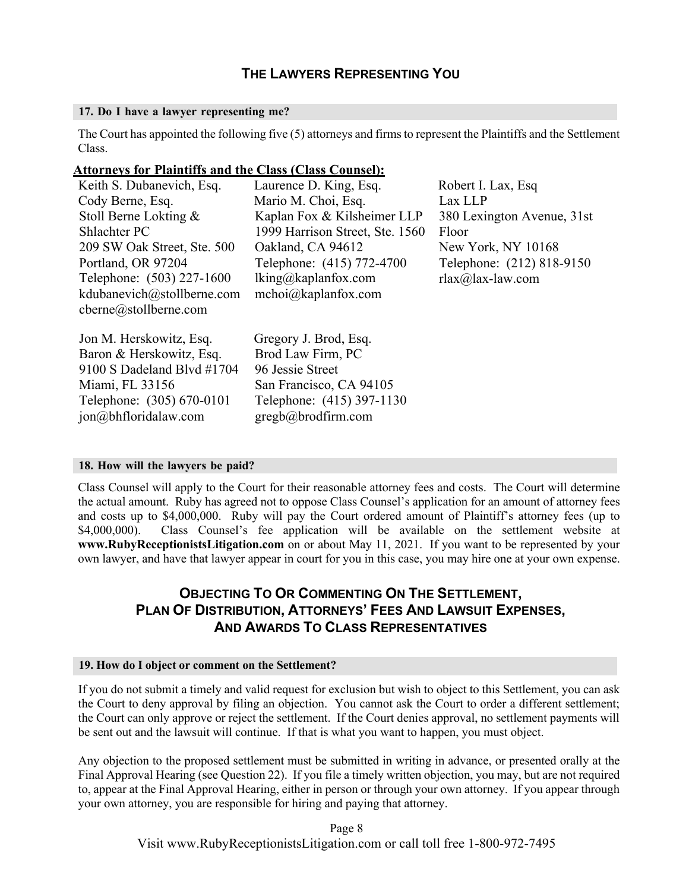## THE LAWYERS REPRESENTING YOU

### 17. Do I have a lawyer representing me?

The Court has appointed the following five (5) attorneys and firms to represent the Plaintiffs and the Settlement Class.

**Attorneys for Plaintiffs and the Class (Class Counsel):**

Keith S. Dubanevich, Esq.
Cody Berne, Esq.
Stoll Berne Lokting & Shlachter PC
209 SW Oak Street, Ste. 500
Portland, OR 97204
Telephone: (503) 227-1600
kdubanevich@stollberne.com
cberne@stollberne.com

Laurence D. King, Esq.
Mario M. Choi, Esq.
Kaplan Fox & Kilsheimer LLP
1999 Harrison Street, Ste. 1560
Oakland, CA 94612
Telephone: (415) 772-4700
lking@kaplanfox.com
mchoi@kaplanfox.com

Robert I. Lax, Esq
Lax LLP
380 Lexington Avenue, 31st Floor
New York, NY 10168
Telephone: (212) 818-9150
rlax@lax-law.com

Jon M. Herskowitz, Esq.
Baron & Herskowitz, Esq.
9100 S Dadeland Blvd #1704
Miami, FL 33156
Telephone: (305) 670-0101
jon@bhfloridalaw.com

Gregory J. Brod, Esq.
Brod Law Firm, PC
96 Jessie Street
San Francisco, CA 94105
Telephone: (415) 397-1130
gregb@brodfirm.com

### 18. How will the lawyers be paid?

Class Counsel will apply to the Court for their reasonable attorney fees and costs. The Court will determine the actual amount. Ruby has agreed not to oppose Class Counsel's application for an amount of attorney fees and costs up to $4,000,000. Ruby will pay the Court ordered amount of Plaintiff's attorney fees (up to $4,000,000). Class Counsel's fee application will be available on the settlement website at **www.RubyReceptionistsLitigation.com** on or about May 11, 2021. If you want to be represented by your own lawyer, and have that lawyer appear in court for you in this case, you may hire one at your own expense.

## OBJECTING TO OR COMMENTING ON THE SETTLEMENT, PLAN OF DISTRIBUTION, ATTORNEYS' FEES AND LAWSUIT EXPENSES, AND AWARDS TO CLASS REPRESENTATIVES

### 19. How do I object or comment on the Settlement?

If you do not submit a timely and valid request for exclusion but wish to object to this Settlement, you can ask the Court to deny approval by filing an objection. You cannot ask the Court to order a different settlement; the Court can only approve or reject the settlement. If the Court denies approval, no settlement payments will be sent out and the lawsuit will continue. If that is what you want to happen, you must object.

Any objection to the proposed settlement must be submitted in writing in advance, or presented orally at the Final Approval Hearing (see Question 22). If you file a timely written objection, you may, but are not required to, appear at the Final Approval Hearing, either in person or through your own attorney. If you appear through your own attorney, you are responsible for hiring and paying that attorney.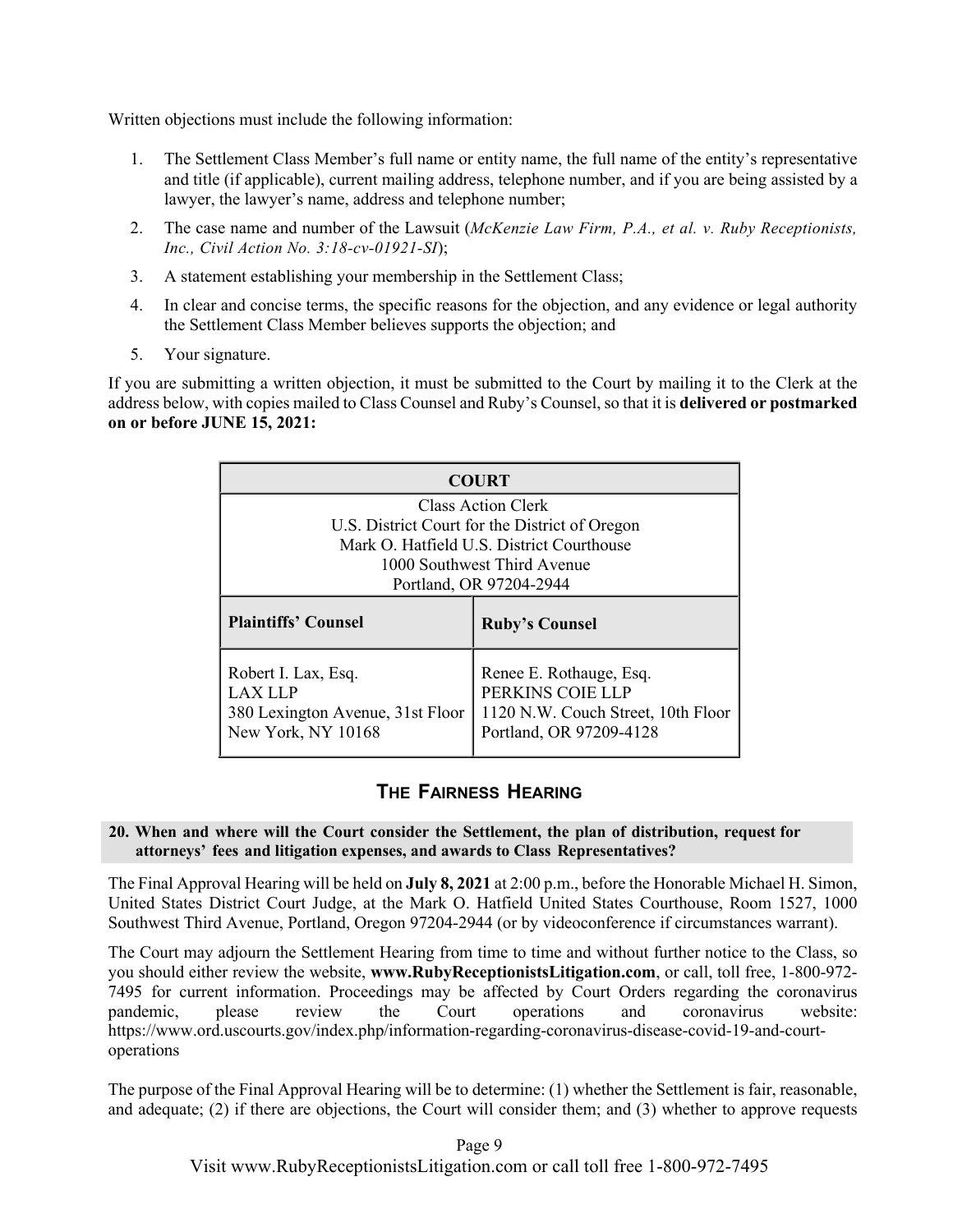Written objections must include the following information:

1. The Settlement Class Member's full name or entity name, the full name of the entity's representative and title (if applicable), current mailing address, telephone number, and if you are being assisted by a lawyer, the lawyer's name, address and telephone number;
2. The case name and number of the Lawsuit (*McKenzie Law Firm, P.A., et al. v. Ruby Receptionists, Inc., Civil Action No. 3:18-cv-01921-SI*);
3. A statement establishing your membership in the Settlement Class;
4. In clear and concise terms, the specific reasons for the objection, and any evidence or legal authority the Settlement Class Member believes supports the objection; and
5. Your signature.

If you are submitting a written objection, it must be submitted to the Court by mailing it to the Clerk at the address below, with copies mailed to Class Counsel and Ruby's Counsel, so that it is **delivered or postmarked on or before JUNE 15, 2021:**

| **COURT** | |
|---|---|
| Class Action Clerk<br>U.S. District Court for the District of Oregon<br>Mark O. Hatfield U.S. District Courthouse<br>1000 Southwest Third Avenue<br>Portland, OR 97204-2944 | |
| **Plaintiffs' Counsel** | **Ruby's Counsel** |
| Robert I. Lax, Esq.<br>LAX LLP<br>380 Lexington Avenue, 31st Floor<br>New York, NY 10168 | Renee E. Rothauge, Esq.<br>PERKINS COIE LLP<br>1120 N.W. Couch Street, 10th Floor<br>Portland, OR 97209-4128 |

## THE FAIRNESS HEARING

### 20. When and where will the Court consider the Settlement, the plan of distribution, request for attorneys' fees and litigation expenses, and awards to Class Representatives?

The Final Approval Hearing will be held on **July 8, 2021** at 2:00 p.m., before the Honorable Michael H. Simon, United States District Court Judge, at the Mark O. Hatfield United States Courthouse, Room 1527, 1000 Southwest Third Avenue, Portland, Oregon 97204-2944 (or by videoconference if circumstances warrant).

The Court may adjourn the Settlement Hearing from time to time and without further notice to the Class, so you should either review the website, **www.RubyReceptionistsLitigation.com**, or call, toll free, 1-800-972-7495 for current information. Proceedings may be affected by Court Orders regarding the coronavirus pandemic, please review the Court operations and coronavirus website: https://www.ord.uscourts.gov/index.php/information-regarding-coronavirus-disease-covid-19-and-court-operations

The purpose of the Final Approval Hearing will be to determine: (1) whether the Settlement is fair, reasonable, and adequate; (2) if there are objections, the Court will consider them; and (3) whether to approve requests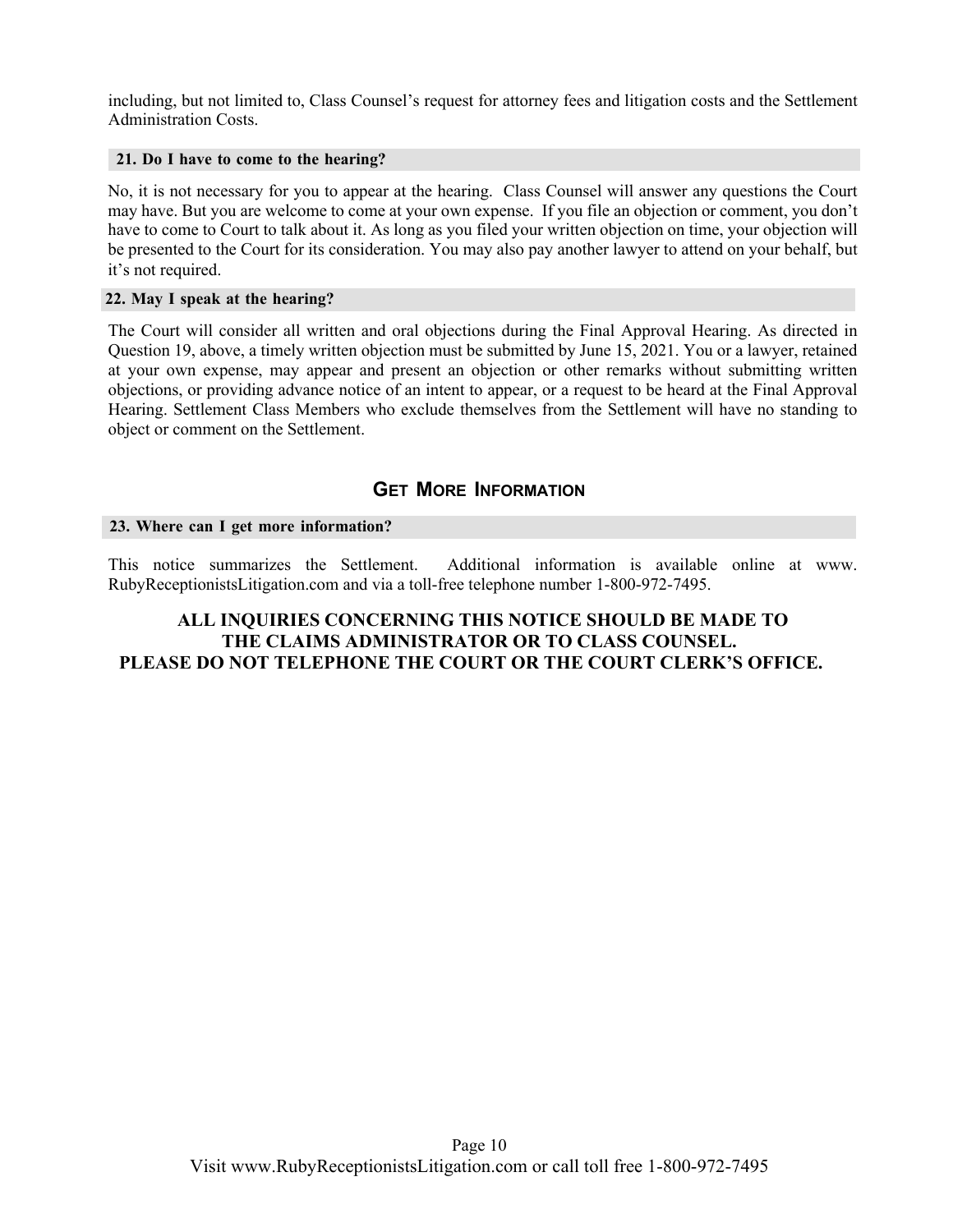including, but not limited to, Class Counsel's request for attorney fees and litigation costs and the Settlement Administration Costs.

### 21. Do I have to come to the hearing?

No, it is not necessary for you to appear at the hearing. Class Counsel will answer any questions the Court may have. But you are welcome to come at your own expense. If you file an objection or comment, you don't have to come to Court to talk about it. As long as you filed your written objection on time, your objection will be presented to the Court for its consideration. You may also pay another lawyer to attend on your behalf, but it's not required.

### 22. May I speak at the hearing?

The Court will consider all written and oral objections during the Final Approval Hearing. As directed in Question 19, above, a timely written objection must be submitted by June 15, 2021. You or a lawyer, retained at your own expense, may appear and present an objection or other remarks without submitting written objections, or providing advance notice of an intent to appear, or a request to be heard at the Final Approval Hearing. Settlement Class Members who exclude themselves from the Settlement will have no standing to object or comment on the Settlement.

## Get More Information

### 23. Where can I get more information?

This notice summarizes the Settlement. Additional information is available online at www. RubyReceptionistsLitigation.com and via a toll-free telephone number 1-800-972-7495.

**ALL INQUIRIES CONCERNING THIS NOTICE SHOULD BE MADE TO THE CLAIMS ADMINISTRATOR OR TO CLASS COUNSEL. PLEASE DO NOT TELEPHONE THE COURT OR THE COURT CLERK'S OFFICE.**